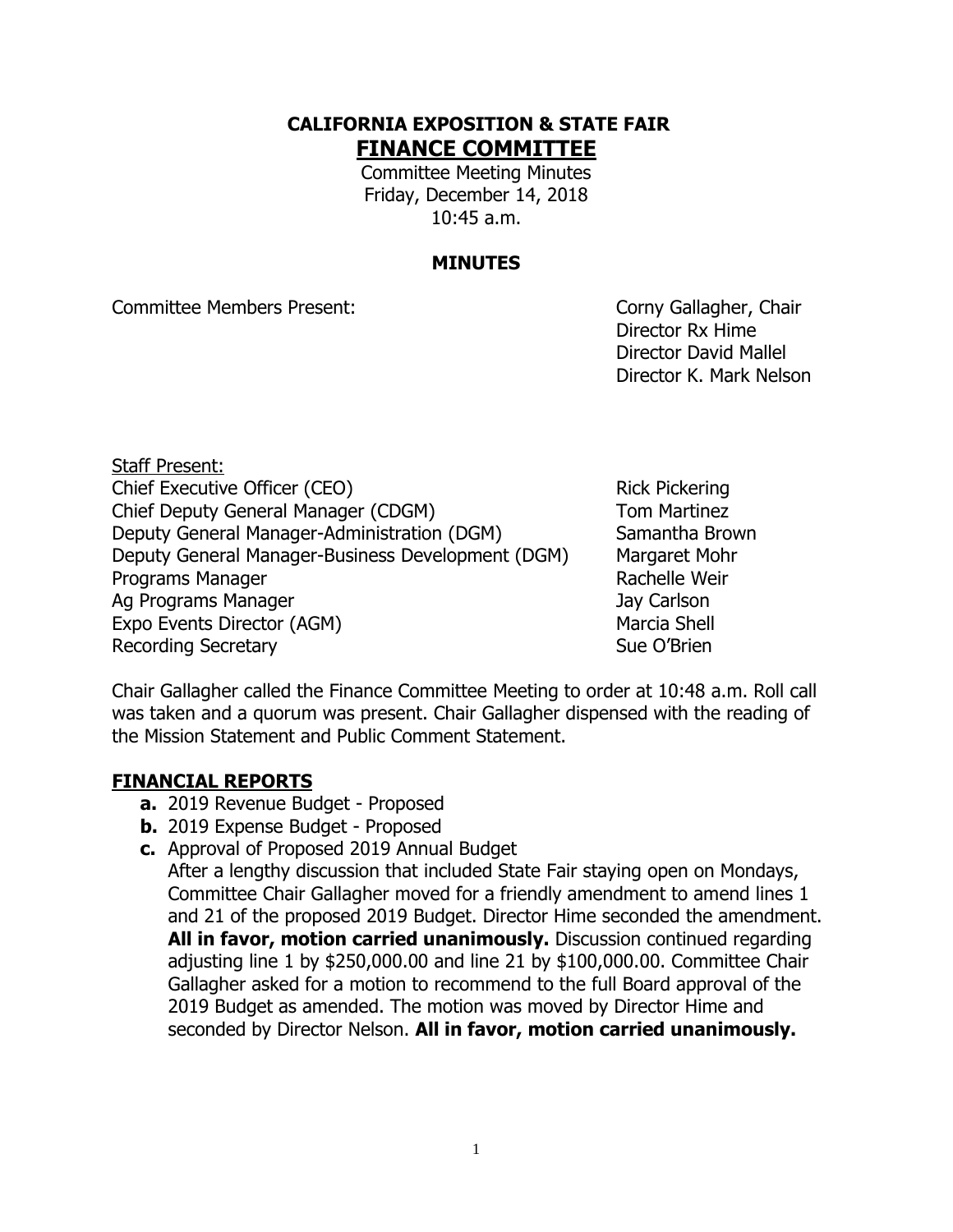# CALIFORNIA EXPOSITION & STATE FAIR

## FINANCE COMMITTEE

Committee Meeting Minutes
Friday, December 14, 2018
10:45 a.m.

### MINUTES

Committee Members Present: Corny Gallagher, Chair
Director Rx Hime
Director David Mallel
Director K. Mark Nelson

Staff Present:

| | |
|---|---|
| Chief Executive Officer (CEO) | Rick Pickering |
| Chief Deputy General Manager (CDGM) | Tom Martinez |
| Deputy General Manager-Administration (DGM) | Samantha Brown |
| Deputy General Manager-Business Development (DGM) | Margaret Mohr |
| Programs Manager | Rachelle Weir |
| Ag Programs Manager | Jay Carlson |
| Expo Events Director (AGM) | Marcia Shell |
| Recording Secretary | Sue O'Brien |

Chair Gallagher called the Finance Committee Meeting to order at 10:48 a.m. Roll call was taken and a quorum was present. Chair Gallagher dispensed with the reading of the Mission Statement and Public Comment Statement.

### FINANCIAL REPORTS

- **a.** 2019 Revenue Budget - Proposed
- **b.** 2019 Expense Budget - Proposed
- **c.** Approval of Proposed 2019 Annual Budget

  After a lengthy discussion that included State Fair staying open on Mondays, Committee Chair Gallagher moved for a friendly amendment to amend lines 1 and 21 of the proposed 2019 Budget. Director Hime seconded the amendment. **All in favor, motion carried unanimously.** Discussion continued regarding adjusting line 1 by $250,000.00 and line 21 by $100,000.00. Committee Chair Gallagher asked for a motion to recommend to the full Board approval of the 2019 Budget as amended. The motion was moved by Director Hime and seconded by Director Nelson. **All in favor, motion carried unanimously.**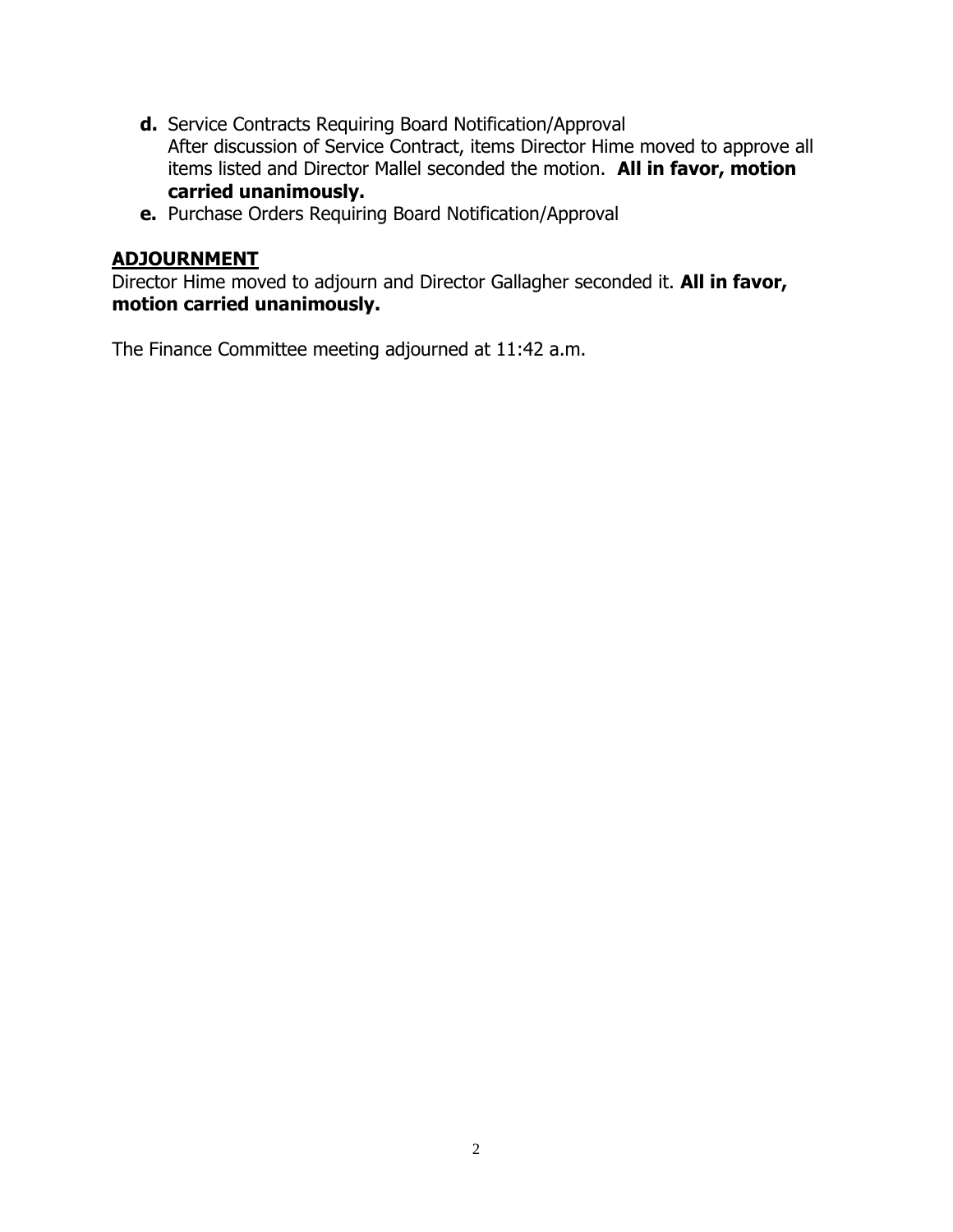- **d.** Service Contracts Requiring Board Notification/Approval
  After discussion of Service Contract, items Director Hime moved to approve all items listed and Director Mallel seconded the motion. **All in favor, motion carried unanimously.**
- **e.** Purchase Orders Requiring Board Notification/Approval

## ADJOURNMENT

Director Hime moved to adjourn and Director Gallagher seconded it. **All in favor, motion carried unanimously.**

The Finance Committee meeting adjourned at 11:42 a.m.